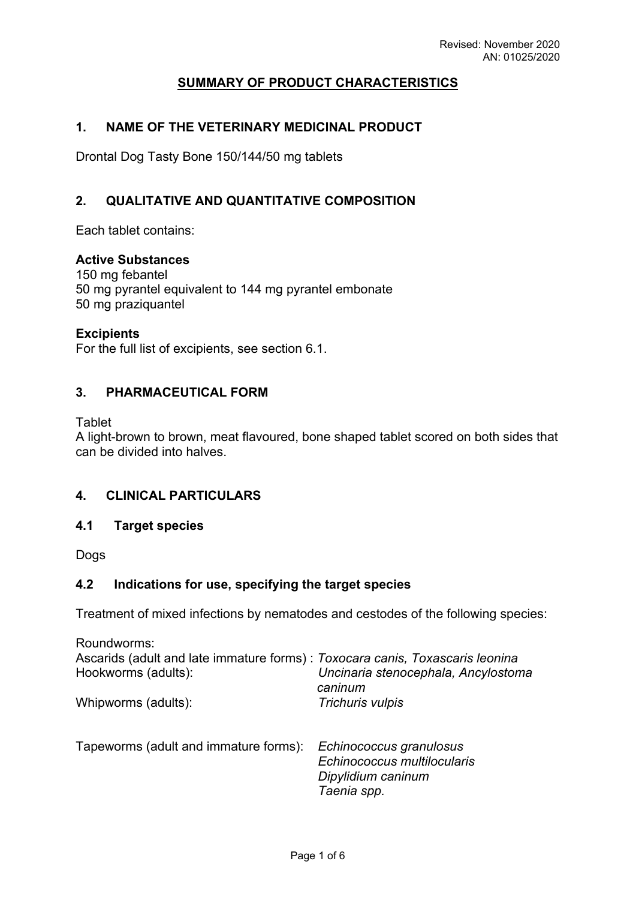Revised: November 2020
AN: 01025/2020

## SUMMARY OF PRODUCT CHARACTERISTICS

### 1. NAME OF THE VETERINARY MEDICINAL PRODUCT

Drontal Dog Tasty Bone 150/144/50 mg tablets

### 2. QUALITATIVE AND QUANTITATIVE COMPOSITION

Each tablet contains:

**Active Substances**
150 mg febantel
50 mg pyrantel equivalent to 144 mg pyrantel embonate
50 mg praziquantel

**Excipients**
For the full list of excipients, see section 6.1.

### 3. PHARMACEUTICAL FORM

Tablet
A light-brown to brown, meat flavoured, bone shaped tablet scored on both sides that can be divided into halves.

### 4. CLINICAL PARTICULARS

#### 4.1 Target species

Dogs

#### 4.2 Indications for use, specifying the target species

Treatment of mixed infections by nematodes and cestodes of the following species:

Roundworms:

| | |
|---|---|
| Ascarids (adult and late immature forms) : | *Toxocara canis, Toxascaris leonina* |
| Hookworms (adults): | *Uncinaria stenocephala, Ancylostoma caninum* |
| Whipworms (adults): | *Trichuris vulpis* |

| | |
|---|---|
| Tapeworms (adult and immature forms): | *Echinococcus granulosus*<br>*Echinococcus multilocularis*<br>*Dipylidium caninum*<br>*Taenia spp.* |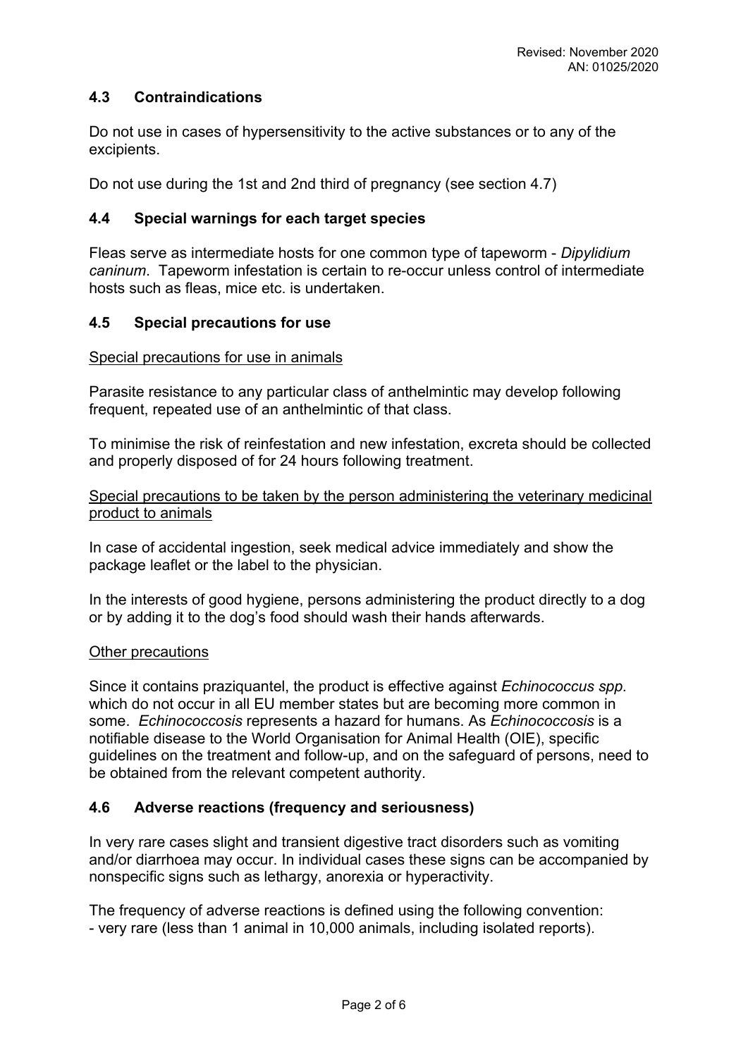## 4.3 Contraindications

Do not use in cases of hypersensitivity to the active substances or to any of the excipients.

Do not use during the 1st and 2nd third of pregnancy (see section 4.7)

## 4.4 Special warnings for each target species

Fleas serve as intermediate hosts for one common type of tapeworm - *Dipylidium caninum*. Tapeworm infestation is certain to re-occur unless control of intermediate hosts such as fleas, mice etc. is undertaken.

## 4.5 Special precautions for use

Special precautions for use in animals

Parasite resistance to any particular class of anthelmintic may develop following frequent, repeated use of an anthelmintic of that class.

To minimise the risk of reinfestation and new infestation, excreta should be collected and properly disposed of for 24 hours following treatment.

Special precautions to be taken by the person administering the veterinary medicinal product to animals

In case of accidental ingestion, seek medical advice immediately and show the package leaflet or the label to the physician.

In the interests of good hygiene, persons administering the product directly to a dog or by adding it to the dog's food should wash their hands afterwards.

Other precautions

Since it contains praziquantel, the product is effective against *Echinococcus spp.* which do not occur in all EU member states but are becoming more common in some. *Echinococcosis* represents a hazard for humans. As *Echinococcosis* is a notifiable disease to the World Organisation for Animal Health (OIE), specific guidelines on the treatment and follow-up, and on the safeguard of persons, need to be obtained from the relevant competent authority.

## 4.6 Adverse reactions (frequency and seriousness)

In very rare cases slight and transient digestive tract disorders such as vomiting and/or diarrhoea may occur. In individual cases these signs can be accompanied by nonspecific signs such as lethargy, anorexia or hyperactivity.

The frequency of adverse reactions is defined using the following convention:
- very rare (less than 1 animal in 10,000 animals, including isolated reports).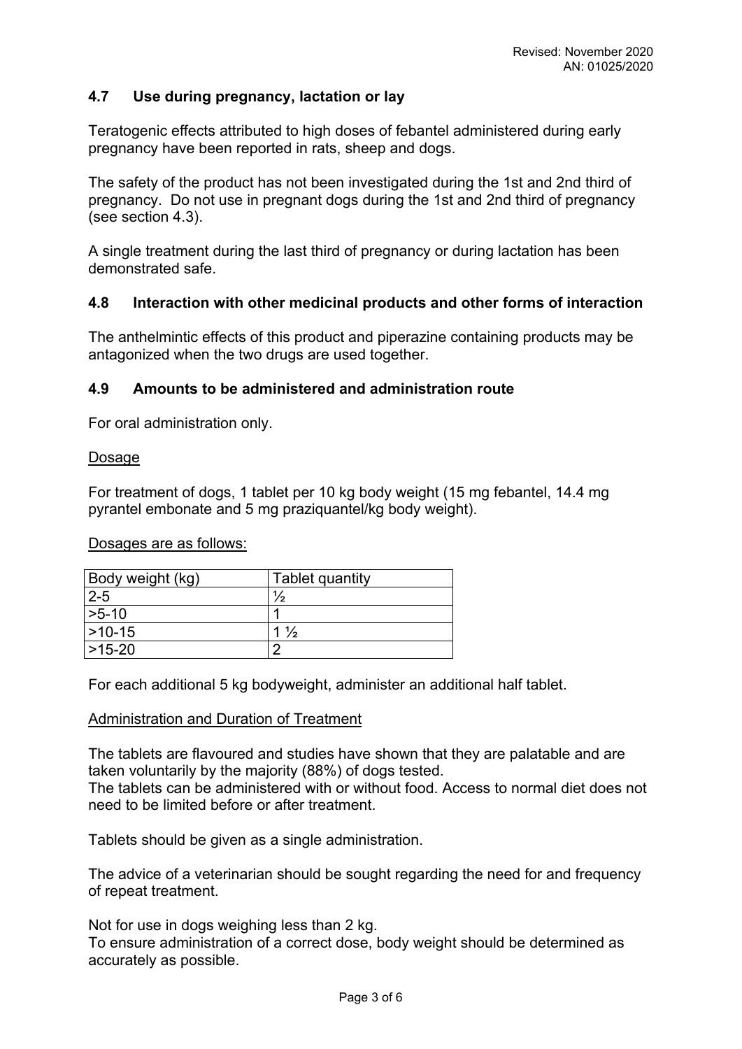### 4.7 Use during pregnancy, lactation or lay

Teratogenic effects attributed to high doses of febantel administered during early pregnancy have been reported in rats, sheep and dogs.

The safety of the product has not been investigated during the 1st and 2nd third of pregnancy. Do not use in pregnant dogs during the 1st and 2nd third of pregnancy (see section 4.3).

A single treatment during the last third of pregnancy or during lactation has been demonstrated safe.

### 4.8 Interaction with other medicinal products and other forms of interaction

The anthelmintic effects of this product and piperazine containing products may be antagonized when the two drugs are used together.

### 4.9 Amounts to be administered and administration route

For oral administration only.

Dosage

For treatment of dogs, 1 tablet per 10 kg body weight (15 mg febantel, 14.4 mg pyrantel embonate and 5 mg praziquantel/kg body weight).

Dosages are as follows:

| Body weight (kg) | Tablet quantity |
|---|---|
| 2-5 | ½ |
| >5-10 | 1 |
| >10-15 | 1 ½ |
| >15-20 | 2 |

For each additional 5 kg bodyweight, administer an additional half tablet.

Administration and Duration of Treatment

The tablets are flavoured and studies have shown that they are palatable and are taken voluntarily by the majority (88%) of dogs tested.
The tablets can be administered with or without food. Access to normal diet does not need to be limited before or after treatment.

Tablets should be given as a single administration.

The advice of a veterinarian should be sought regarding the need for and frequency of repeat treatment.

Not for use in dogs weighing less than 2 kg.
To ensure administration of a correct dose, body weight should be determined as accurately as possible.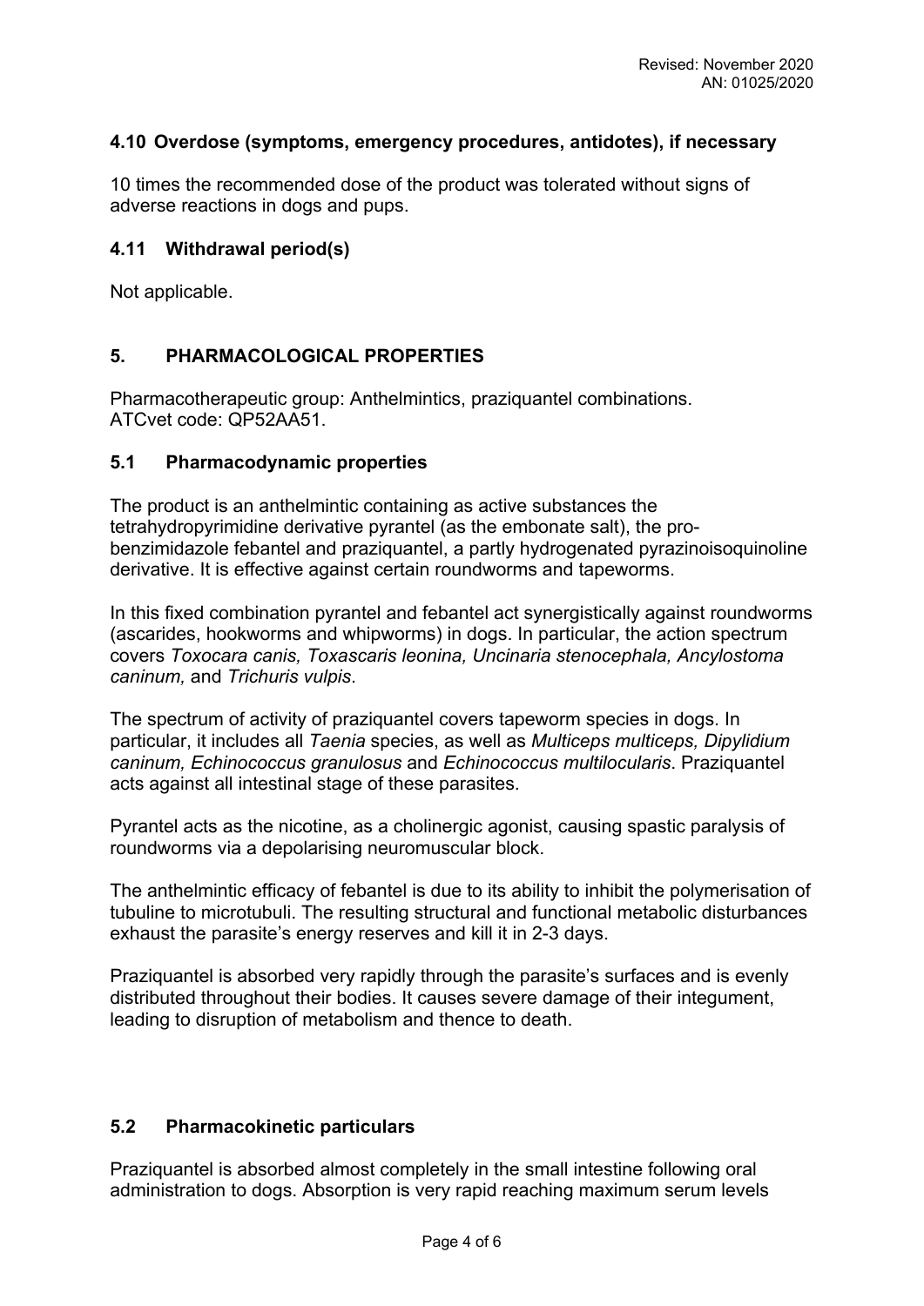### 4.10 Overdose (symptoms, emergency procedures, antidotes), if necessary

10 times the recommended dose of the product was tolerated without signs of adverse reactions in dogs and pups.

### 4.11 Withdrawal period(s)

Not applicable.

## 5. PHARMACOLOGICAL PROPERTIES

Pharmacotherapeutic group: Anthelmintics, praziquantel combinations.
ATCvet code: QP52AA51.

### 5.1 Pharmacodynamic properties

The product is an anthelmintic containing as active substances the tetrahydropyrimidine derivative pyrantel (as the embonate salt), the pro-benzimidazole febantel and praziquantel, a partly hydrogenated pyrazinoisoquinoline derivative. It is effective against certain roundworms and tapeworms.

In this fixed combination pyrantel and febantel act synergistically against roundworms (ascarides, hookworms and whipworms) in dogs. In particular, the action spectrum covers *Toxocara canis, Toxascaris leonina, Uncinaria stenocephala, Ancylostoma caninum,* and *Trichuris vulpis*.

The spectrum of activity of praziquantel covers tapeworm species in dogs. In particular, it includes all *Taenia* species, as well as *Multiceps multiceps, Dipylidium caninum, Echinococcus granulosus* and *Echinococcus multilocularis*. Praziquantel acts against all intestinal stage of these parasites.

Pyrantel acts as the nicotine, as a cholinergic agonist, causing spastic paralysis of roundworms via a depolarising neuromuscular block.

The anthelmintic efficacy of febantel is due to its ability to inhibit the polymerisation of tubuline to microtubuli. The resulting structural and functional metabolic disturbances exhaust the parasite's energy reserves and kill it in 2-3 days.

Praziquantel is absorbed very rapidly through the parasite's surfaces and is evenly distributed throughout their bodies. It causes severe damage of their integument, leading to disruption of metabolism and thence to death.

### 5.2 Pharmacokinetic particulars

Praziquantel is absorbed almost completely in the small intestine following oral administration to dogs. Absorption is very rapid reaching maximum serum levels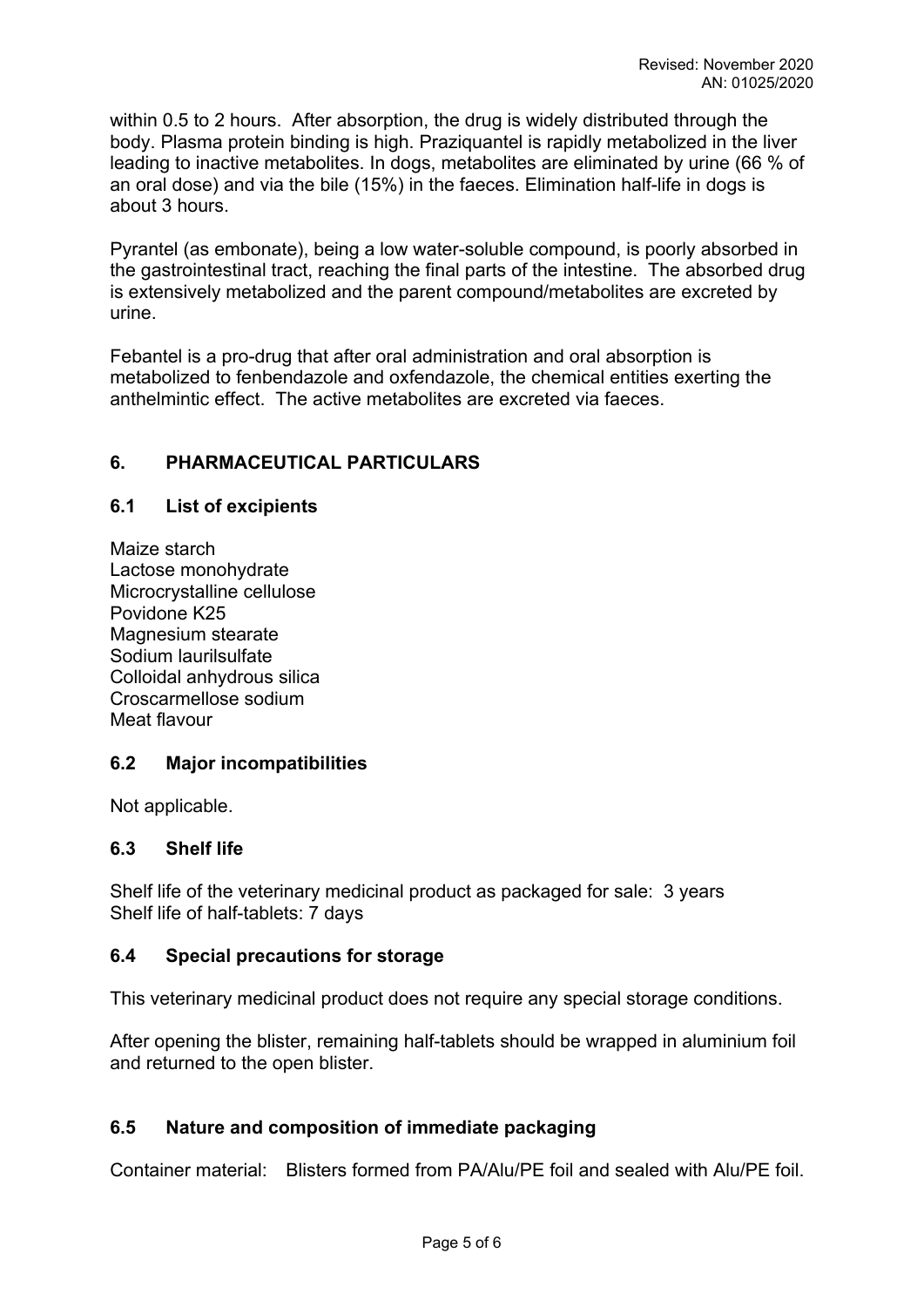within 0.5 to 2 hours. After absorption, the drug is widely distributed through the body. Plasma protein binding is high. Praziquantel is rapidly metabolized in the liver leading to inactive metabolites. In dogs, metabolites are eliminated by urine (66 % of an oral dose) and via the bile (15%) in the faeces. Elimination half-life in dogs is about 3 hours.

Pyrantel (as embonate), being a low water-soluble compound, is poorly absorbed in the gastrointestinal tract, reaching the final parts of the intestine. The absorbed drug is extensively metabolized and the parent compound/metabolites are excreted by urine.

Febantel is a pro-drug that after oral administration and oral absorption is metabolized to fenbendazole and oxfendazole, the chemical entities exerting the anthelmintic effect. The active metabolites are excreted via faeces.

## 6. PHARMACEUTICAL PARTICULARS

### 6.1 List of excipients

Maize starch
Lactose monohydrate
Microcrystalline cellulose
Povidone K25
Magnesium stearate
Sodium laurilsulfate
Colloidal anhydrous silica
Croscarmellose sodium
Meat flavour

### 6.2 Major incompatibilities

Not applicable.

### 6.3 Shelf life

Shelf life of the veterinary medicinal product as packaged for sale: 3 years
Shelf life of half-tablets: 7 days

### 6.4 Special precautions for storage

This veterinary medicinal product does not require any special storage conditions.

After opening the blister, remaining half-tablets should be wrapped in aluminium foil and returned to the open blister.

### 6.5 Nature and composition of immediate packaging

Container material: Blisters formed from PA/Alu/PE foil and sealed with Alu/PE foil.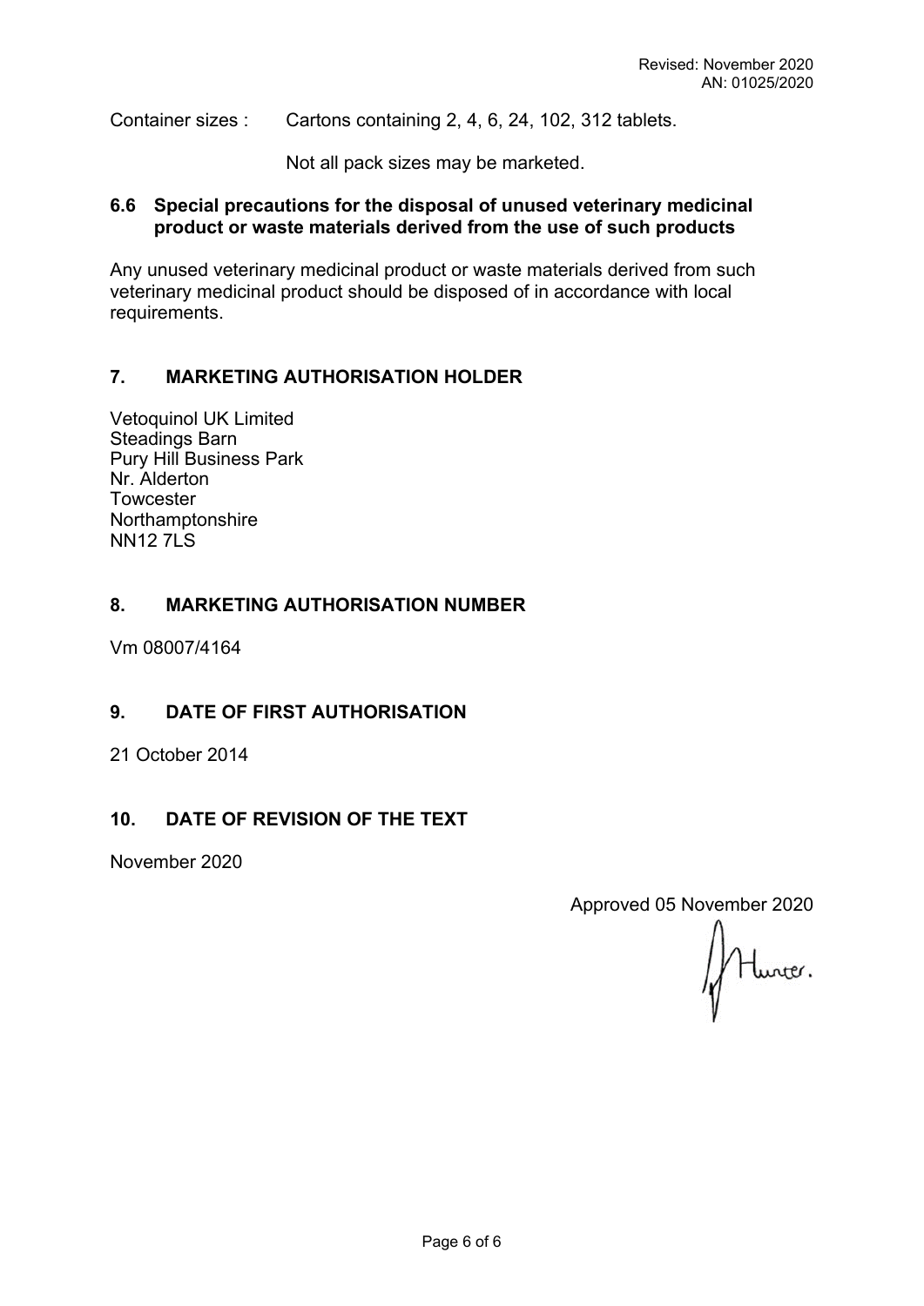Container sizes : Cartons containing 2, 4, 6, 24, 102, 312 tablets.

Not all pack sizes may be marketed.

### 6.6 Special precautions for the disposal of unused veterinary medicinal product or waste materials derived from the use of such products

Any unused veterinary medicinal product or waste materials derived from such veterinary medicinal product should be disposed of in accordance with local requirements.

## 7. MARKETING AUTHORISATION HOLDER

Vetoquinol UK Limited
Steadings Barn
Pury Hill Business Park
Nr. Alderton
Towcester
Northamptonshire
NN12 7LS

## 8. MARKETING AUTHORISATION NUMBER

Vm 08007/4164

## 9. DATE OF FIRST AUTHORISATION

21 October 2014

## 10. DATE OF REVISION OF THE TEXT

November 2020

Approved 05 November 2020

Hunter.